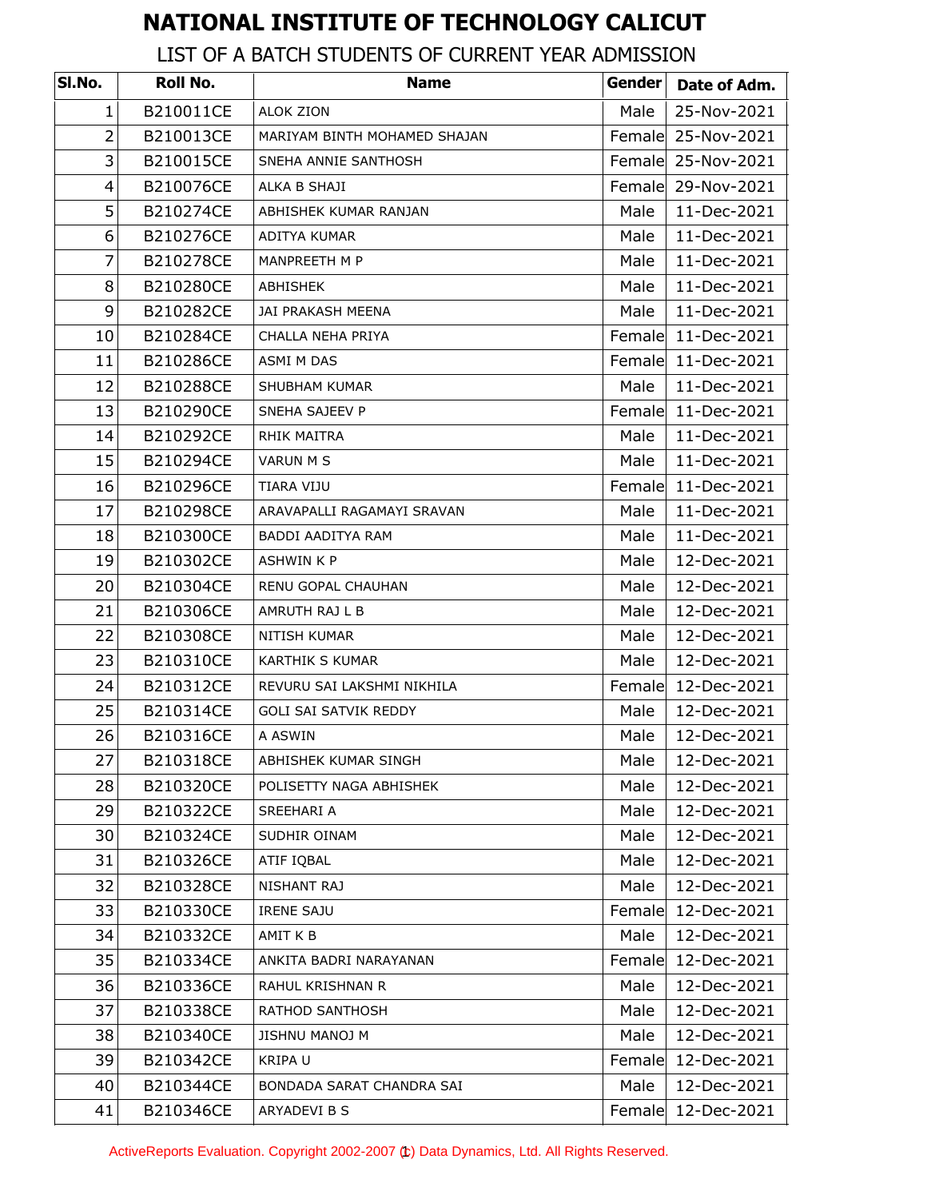# NATIONAL INSTITUTE OF TECHNOLOGY CALICUT

## LIST OF A BATCH STUDENTS OF CURRENT YEAR ADMISSION

| Sl.No. | Roll No. | Name | Gender | Date of Adm. |
|---|---|---|---|---|
| 1 | B210011CE | ALOK ZION | Male | 25-Nov-2021 |
| 2 | B210013CE | MARIYAM BINTH MOHAMED SHAJAN | Female | 25-Nov-2021 |
| 3 | B210015CE | SNEHA ANNIE SANTHOSH | Female | 25-Nov-2021 |
| 4 | B210076CE | ALKA B SHAJI | Female | 29-Nov-2021 |
| 5 | B210274CE | ABHISHEK KUMAR RANJAN | Male | 11-Dec-2021 |
| 6 | B210276CE | ADITYA KUMAR | Male | 11-Dec-2021 |
| 7 | B210278CE | MANPREETH M P | Male | 11-Dec-2021 |
| 8 | B210280CE | ABHISHEK | Male | 11-Dec-2021 |
| 9 | B210282CE | JAI PRAKASH MEENA | Male | 11-Dec-2021 |
| 10 | B210284CE | CHALLA NEHA PRIYA | Female | 11-Dec-2021 |
| 11 | B210286CE | ASMI M DAS | Female | 11-Dec-2021 |
| 12 | B210288CE | SHUBHAM KUMAR | Male | 11-Dec-2021 |
| 13 | B210290CE | SNEHA SAJEEV P | Female | 11-Dec-2021 |
| 14 | B210292CE | RHIK MAITRA | Male | 11-Dec-2021 |
| 15 | B210294CE | VARUN M S | Male | 11-Dec-2021 |
| 16 | B210296CE | TIARA VIJU | Female | 11-Dec-2021 |
| 17 | B210298CE | ARAVAPALLI RAGAMAYI SRAVAN | Male | 11-Dec-2021 |
| 18 | B210300CE | BADDI AADITYA RAM | Male | 11-Dec-2021 |
| 19 | B210302CE | ASHWIN K P | Male | 12-Dec-2021 |
| 20 | B210304CE | RENU GOPAL CHAUHAN | Male | 12-Dec-2021 |
| 21 | B210306CE | AMRUTH RAJ L B | Male | 12-Dec-2021 |
| 22 | B210308CE | NITISH KUMAR | Male | 12-Dec-2021 |
| 23 | B210310CE | KARTHIK S KUMAR | Male | 12-Dec-2021 |
| 24 | B210312CE | REVURU SAI LAKSHMI NIKHILA | Female | 12-Dec-2021 |
| 25 | B210314CE | GOLI SAI SATVIK REDDY | Male | 12-Dec-2021 |
| 26 | B210316CE | A ASWIN | Male | 12-Dec-2021 |
| 27 | B210318CE | ABHISHEK KUMAR SINGH | Male | 12-Dec-2021 |
| 28 | B210320CE | POLISETTY NAGA ABHISHEK | Male | 12-Dec-2021 |
| 29 | B210322CE | SREEHARI A | Male | 12-Dec-2021 |
| 30 | B210324CE | SUDHIR OINAM | Male | 12-Dec-2021 |
| 31 | B210326CE | ATIF IQBAL | Male | 12-Dec-2021 |
| 32 | B210328CE | NISHANT RAJ | Male | 12-Dec-2021 |
| 33 | B210330CE | IRENE SAJU | Female | 12-Dec-2021 |
| 34 | B210332CE | AMIT K B | Male | 12-Dec-2021 |
| 35 | B210334CE | ANKITA BADRI NARAYANAN | Female | 12-Dec-2021 |
| 36 | B210336CE | RAHUL KRISHNAN R | Male | 12-Dec-2021 |
| 37 | B210338CE | RATHOD SANTHOSH | Male | 12-Dec-2021 |
| 38 | B210340CE | JISHNU MANOJ M | Male | 12-Dec-2021 |
| 39 | B210342CE | KRIPA U | Female | 12-Dec-2021 |
| 40 | B210344CE | BONDADA SARAT CHANDRA SAI | Male | 12-Dec-2021 |
| 41 | B210346CE | ARYADEVI B S | Female | 12-Dec-2021 |

ActiveReports Evaluation. Copyright 2002-2007 (c) Data Dynamics, Ltd. All Rights Reserved.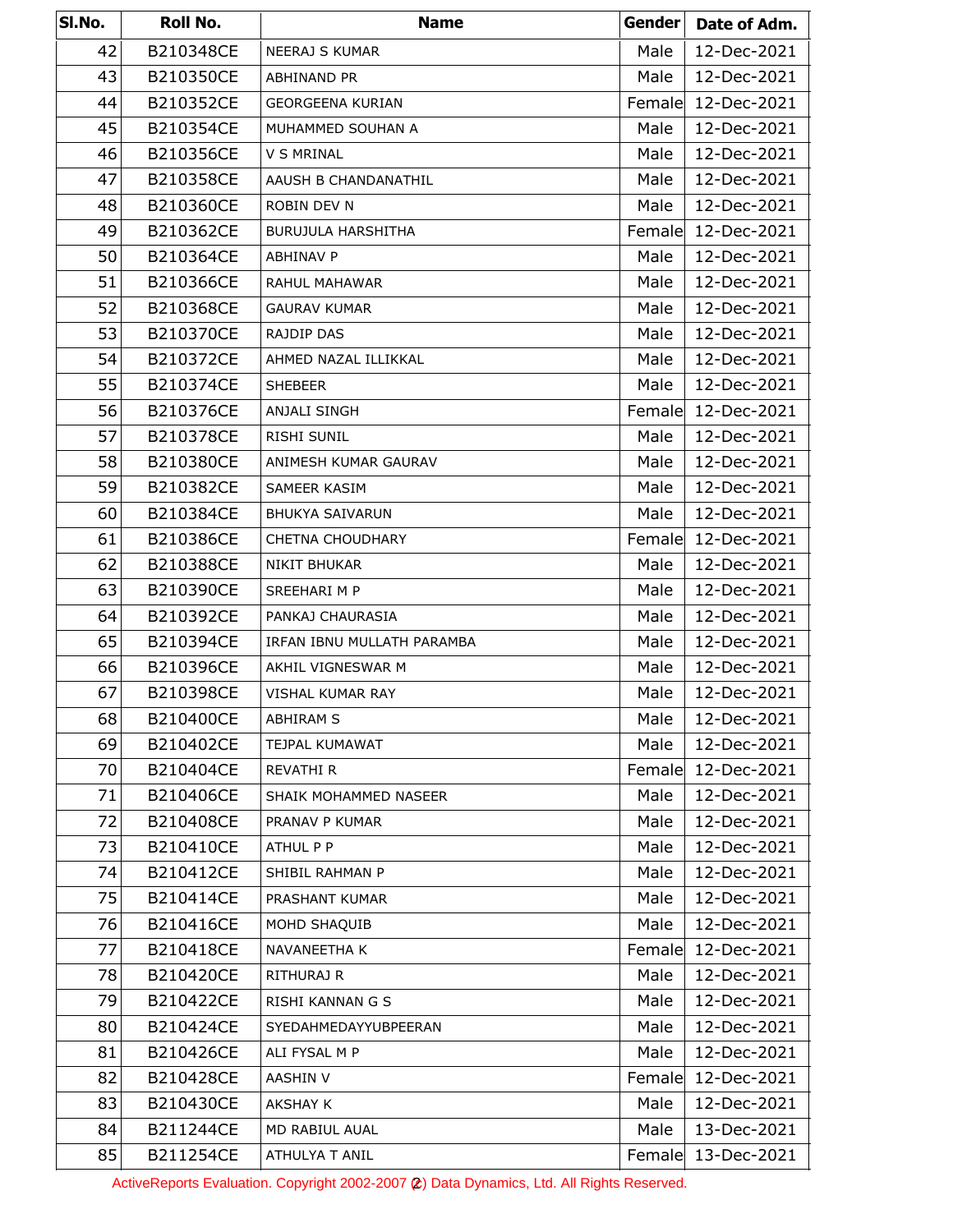| Sl.No. | Roll No. | Name | Gender | Date of Adm. |
| --- | --- | --- | --- | --- |
| 42 | B210348CE | NEERAJ S KUMAR | Male | 12-Dec-2021 |
| 43 | B210350CE | ABHINAND PR | Male | 12-Dec-2021 |
| 44 | B210352CE | GEORGEENA KURIAN | Female | 12-Dec-2021 |
| 45 | B210354CE | MUHAMMED SOUHAN A | Male | 12-Dec-2021 |
| 46 | B210356CE | V S MRINAL | Male | 12-Dec-2021 |
| 47 | B210358CE | AAUSH B CHANDANATHIL | Male | 12-Dec-2021 |
| 48 | B210360CE | ROBIN DEV N | Male | 12-Dec-2021 |
| 49 | B210362CE | BURUJULA HARSHITHA | Female | 12-Dec-2021 |
| 50 | B210364CE | ABHINAV P | Male | 12-Dec-2021 |
| 51 | B210366CE | RAHUL MAHAWAR | Male | 12-Dec-2021 |
| 52 | B210368CE | GAURAV KUMAR | Male | 12-Dec-2021 |
| 53 | B210370CE | RAJDIP DAS | Male | 12-Dec-2021 |
| 54 | B210372CE | AHMED NAZAL ILLIKKAL | Male | 12-Dec-2021 |
| 55 | B210374CE | SHEBEER | Male | 12-Dec-2021 |
| 56 | B210376CE | ANJALI SINGH | Female | 12-Dec-2021 |
| 57 | B210378CE | RISHI SUNIL | Male | 12-Dec-2021 |
| 58 | B210380CE | ANIMESH KUMAR GAURAV | Male | 12-Dec-2021 |
| 59 | B210382CE | SAMEER KASIM | Male | 12-Dec-2021 |
| 60 | B210384CE | BHUKYA SAIVARUN | Male | 12-Dec-2021 |
| 61 | B210386CE | CHETNA CHOUDHARY | Female | 12-Dec-2021 |
| 62 | B210388CE | NIKIT BHUKAR | Male | 12-Dec-2021 |
| 63 | B210390CE | SREEHARI M P | Male | 12-Dec-2021 |
| 64 | B210392CE | PANKAJ CHAURASIA | Male | 12-Dec-2021 |
| 65 | B210394CE | IRFAN IBNU MULLATH PARAMBA | Male | 12-Dec-2021 |
| 66 | B210396CE | AKHIL VIGNESWAR M | Male | 12-Dec-2021 |
| 67 | B210398CE | VISHAL KUMAR RAY | Male | 12-Dec-2021 |
| 68 | B210400CE | ABHIRAM S | Male | 12-Dec-2021 |
| 69 | B210402CE | TEJPAL KUMAWAT | Male | 12-Dec-2021 |
| 70 | B210404CE | REVATHI R | Female | 12-Dec-2021 |
| 71 | B210406CE | SHAIK MOHAMMED NASEER | Male | 12-Dec-2021 |
| 72 | B210408CE | PRANAV P KUMAR | Male | 12-Dec-2021 |
| 73 | B210410CE | ATHUL P P | Male | 12-Dec-2021 |
| 74 | B210412CE | SHIBIL RAHMAN P | Male | 12-Dec-2021 |
| 75 | B210414CE | PRASHANT KUMAR | Male | 12-Dec-2021 |
| 76 | B210416CE | MOHD SHAQUIB | Male | 12-Dec-2021 |
| 77 | B210418CE | NAVANEETHA K | Female | 12-Dec-2021 |
| 78 | B210420CE | RITHURAJ R | Male | 12-Dec-2021 |
| 79 | B210422CE | RISHI KANNAN G S | Male | 12-Dec-2021 |
| 80 | B210424CE | SYEDAHMEDAYYUBPEERAN | Male | 12-Dec-2021 |
| 81 | B210426CE | ALI FYSAL M P | Male | 12-Dec-2021 |
| 82 | B210428CE | AASHIN V | Female | 12-Dec-2021 |
| 83 | B210430CE | AKSHAY K | Male | 12-Dec-2021 |
| 84 | B211244CE | MD RABIUL AUAL | Male | 13-Dec-2021 |
| 85 | B211254CE | ATHULYA T ANIL | Female | 13-Dec-2021 |

ActiveReports Evaluation. Copyright 2002-2007 (c) Data Dynamics, Ltd. All Rights Reserved.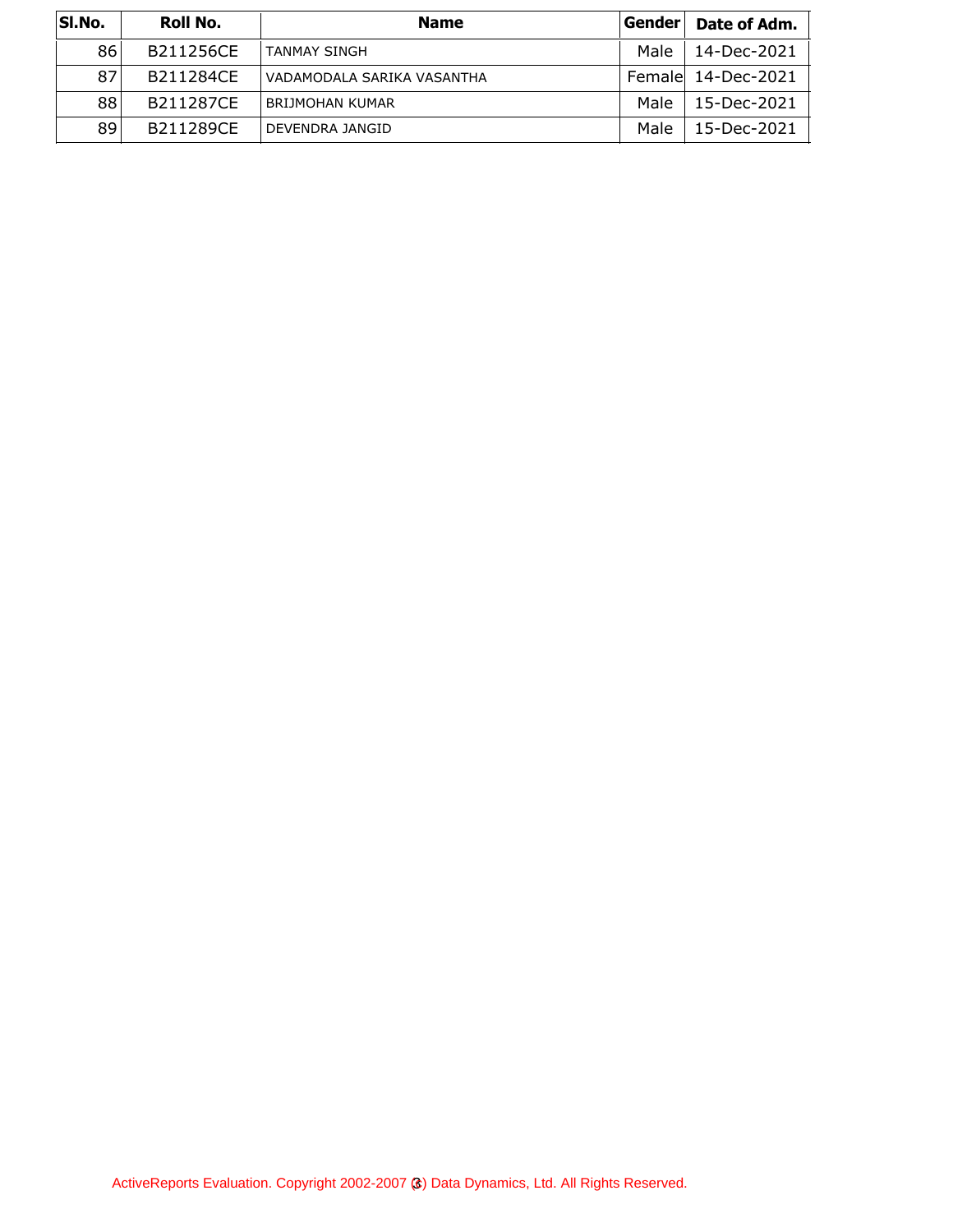| Sl.No. | Roll No. | Name | Gender | Date of Adm. |
|---|---|---|---|---|
| 86 | B211256CE | TANMAY SINGH | Male | 14-Dec-2021 |
| 87 | B211284CE | VADAMODALA SARIKA VASANTHA | Female | 14-Dec-2021 |
| 88 | B211287CE | BRIJMOHAN KUMAR | Male | 15-Dec-2021 |
| 89 | B211289CE | DEVENDRA JANGID | Male | 15-Dec-2021 |

ActiveReports Evaluation. Copyright 2002-2007 (c) Data Dynamics, Ltd. All Rights Reserved.